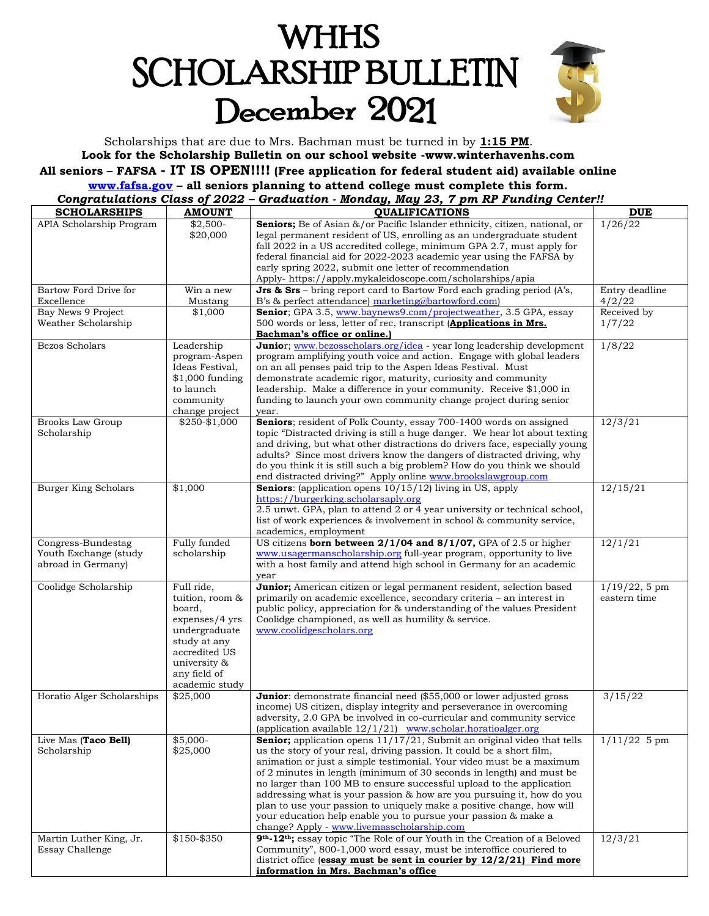# WHHS SCHOLARSHIP BULLETIN December 2021

Scholarships that are due to Mrs. Bachman must be turned in by **1:15 PM**.

**Look for the Scholarship Bulletin on our school website -www.winterhavenhs.com**

**All seniors – FAFSA - IT IS OPEN!!!! (Free application for federal student aid) available online www.fafsa.gov – all seniors planning to attend college must complete this form.**

***Congratulations Class of 2022 – Graduation - Monday, May 23, 7 pm RP Funding Center!!***

| SCHOLARSHIPS | AMOUNT | QUALIFICATIONS | DUE |
|---|---|---|---|
| APIA Scholarship Program | $2,500-$20,000 | **Seniors;** Be of Asian &/or Pacific Islander ethnicity, citizen, national, or legal permanent resident of US, enrolling as an undergraduate student fall 2022 in a US accredited college, minimum GPA 2.7, must apply for federal financial aid for 2022-2023 academic year using the FAFSA by early spring 2022, submit one letter of recommendation Apply- https://apply.mykaleidoscope.com/scholarships/apia | 1/26/22 |
| Bartow Ford Drive for Excellence | Win a new Mustang | **Jrs & Srs** – bring report card to Bartow Ford each grading period (A's, B's & perfect attendance) marketing@bartowford.com) | Entry deadline 4/2/22 |
| Bay News 9 Project Weather Scholarship | $1,000 | **Senior**; GPA 3.5, www.baynews9.com/projectweather, 3.5 GPA, essay 500 words or less, letter of rec, transcript (**Applications in Mrs. Bachman's office or online.)** | Received by 1/7/22 |
| Bezos Scholars | Leadership program-Aspen Ideas Festival, $1,000 funding to launch community change project | **Junior**; www.bezosscholars.org/idea - year long leadership development program amplifying youth voice and action. Engage with global leaders on an all penses paid trip to the Aspen Ideas Festival. Must demonstrate academic rigor, maturity, curiosity and community leadership. Make a difference in your community. Receive $1,000 in funding to launch your own community change project during senior year. | 1/8/22 |
| Brooks Law Group Scholarship | $250-$1,000 | **Seniors**; resident of Polk County, essay 700-1400 words on assigned topic "Distracted driving is still a huge danger. We hear lot about texting and driving, but what other distractions do drivers face, especially young adults? Since most drivers know the dangers of distracted driving, why do you think it is still such a big problem? How do you think we should end distracted driving?" Apply online www.brookslawgroup.com | 12/3/21 |
| Burger King Scholars | $1,000 | **Seniors**: (application opens 10/15/12) living in US, apply https://burgerking.scholarsaply.org 2.5 unwt. GPA, plan to attend 2 or 4 year university or technical school, list of work experiences & involvement in school & community service, academics, employment | 12/15/21 |
| Congress-Bundestag Youth Exchange (study abroad in Germany) | Fully funded scholarship | US citizens **born between 2/1/04 and 8/1/07,** GPA of 2.5 or higher www.usagermanscholarship.org full-year program, opportunity to live with a host family and attend high school in Germany for an academic year | 12/1/21 |
| Coolidge Scholarship | Full ride, tuition, room & board, expenses/4 yrs undergraduate study at any accredited US university & any field of academic study | **Junior;** American citizen or legal permanent resident, selection based primarily on academic excellence, secondary criteria – an interest in public policy, appreciation for & understanding of the values President Coolidge championed, as well as humility & service. www.coolidgescholars.org | 1/19/22, 5 pm eastern time |
| Horatio Alger Scholarships | $25,000 | **Junior**: demonstrate financial need ($55,000 or lower adjusted gross income) US citizen, display integrity and perseverance in overcoming adversity, 2.0 GPA be involved in co-curricular and community service (application available 12/1/21) www.scholar.horatioalger.org | 3/15/22 |
| Live Mas (**Taco Bell**) Scholarship | $5,000-$25,000 | **Senior;** application opens 11/17/21, Submit an original video that tells us the story of your real, driving passion. It could be a short film, animation or just a simple testimonial. Your video must be a maximum of 2 minutes in length (minimum of 30 seconds in length) and must be no larger than 100 MB to ensure successful upload to the application addressing what is your passion & how are you pursuing it, how do you plan to use your passion to uniquely make a positive change, how will your education help enable you to pursue your passion & make a change? Apply - www.livemasscholarship.com | 1/11/22 5 pm |
| Martin Luther King, Jr. Essay Challenge | $150-$350 | **9th-12th;** essay topic "The Role of our Youth in the Creation of a Beloved Community", 800-1,000 word essay, must be interoffice couriered to district office (**essay must be sent in courier by 12/2/21) Find more information in Mrs. Bachman's office** | 12/3/21 |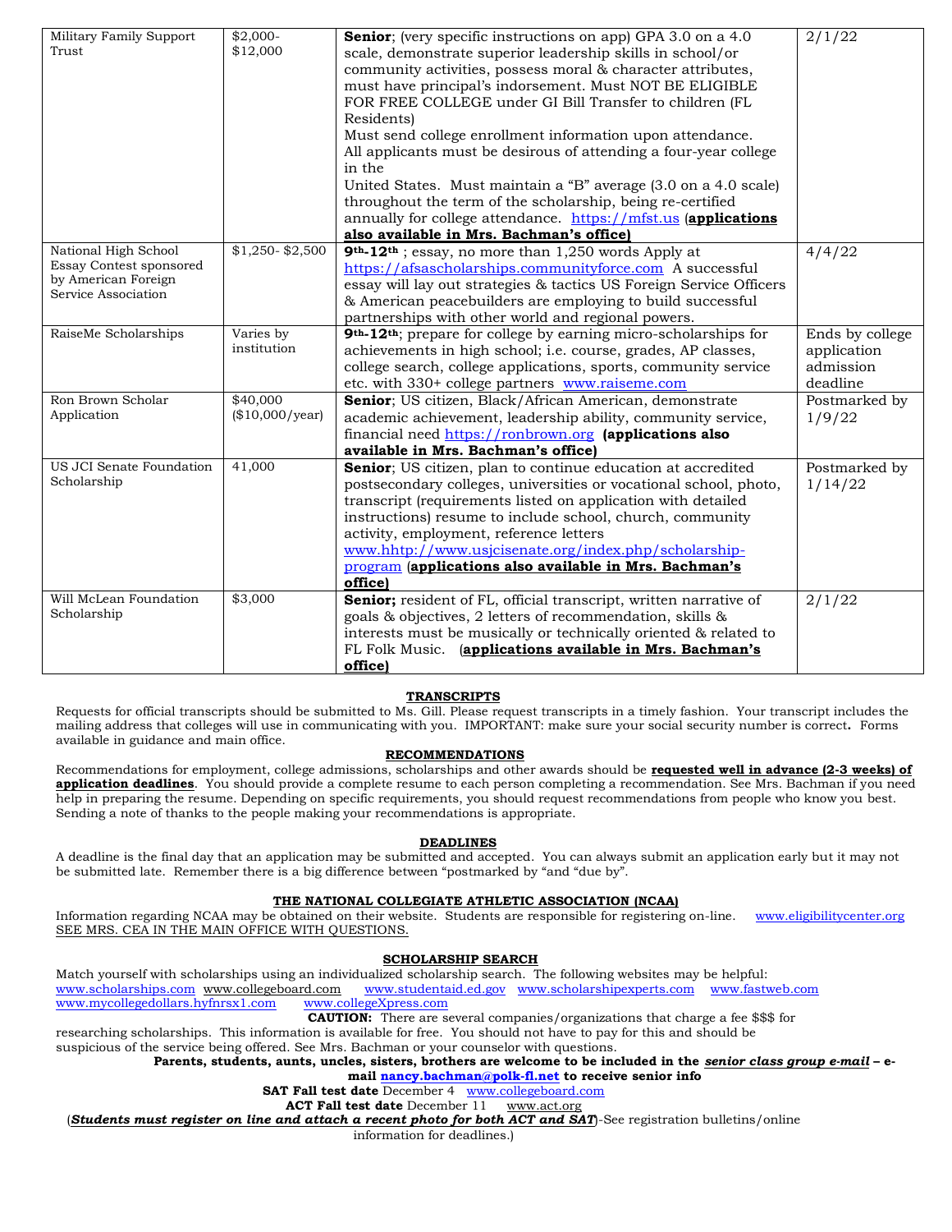| | | | |
|---|---|---|---|
| Military Family Support Trust | $2,000-$12,000 | **Senior**; (very specific instructions on app) GPA 3.0 on a 4.0 scale, demonstrate superior leadership skills in school/or community activities, possess moral & character attributes, must have principal's indorsement. Must NOT BE ELIGIBLE FOR FREE COLLEGE under GI Bill Transfer to children (FL Residents) Must send college enrollment information upon attendance. All applicants must be desirous of attending a four-year college in the United States. Must maintain a "B" average (3.0 on a 4.0 scale) throughout the term of the scholarship, being re-certified annually for college attendance. https://mfst.us (**applications also available in Mrs. Bachman's office)** | 2/1/22 |
| National High School Essay Contest sponsored by American Foreign Service Association | $1,250- $2,500 | **9th-12th** ; essay, no more than 1,250 words Apply at https://afsascholarships.communityforce.com A successful essay will lay out strategies & tactics US Foreign Service Officers & American peacebuilders are employing to build successful partnerships with other world and regional powers. | 4/4/22 |
| RaiseMe Scholarships | Varies by institution | **9th-12th**; prepare for college by earning micro-scholarships for achievements in high school; i.e. course, grades, AP classes, college search, college applications, sports, community service etc. with 330+ college partners www.raiseme.com | Ends by college application admission deadline |
| Ron Brown Scholar Application | $40,000 ($10,000/year) | **Senior**; US citizen, Black/African American, demonstrate academic achievement, leadership ability, community service, financial need https://ronbrown.org **(applications also available in Mrs. Bachman's office)** | Postmarked by 1/9/22 |
| US JCI Senate Foundation Scholarship | 41,000 | **Senior**; US citizen, plan to continue education at accredited postsecondary colleges, universities or vocational school, photo, transcript (requirements listed on application with detailed instructions) resume to include school, church, community activity, employment, reference letters www.hhtp://www.usjcisenate.org/index.php/scholarship-program (**applications also available in Mrs. Bachman's office)** | Postmarked by 1/14/22 |
| Will McLean Foundation Scholarship | $3,000 | **Senior;** resident of FL, official transcript, written narrative of goals & objectives, 2 letters of recommendation, skills & interests must be musically or technically oriented & related to FL Folk Music. (**applications available in Mrs. Bachman's office)** | 2/1/22 |

## TRANSCRIPTS

Requests for official transcripts should be submitted to Ms. Gill. Please request transcripts in a timely fashion. Your transcript includes the mailing address that colleges will use in communicating with you. IMPORTANT: make sure your social security number is correct**.** Forms available in guidance and main office.

## RECOMMENDATIONS

Recommendations for employment, college admissions, scholarships and other awards should be **requested well in advance (2-3 weeks) of application deadlines**. You should provide a complete resume to each person completing a recommendation. See Mrs. Bachman if you need help in preparing the resume. Depending on specific requirements, you should request recommendations from people who know you best. Sending a note of thanks to the people making your recommendations is appropriate.

## DEADLINES

A deadline is the final day that an application may be submitted and accepted. You can always submit an application early but it may not be submitted late. Remember there is a big difference between "postmarked by "and "due by".

## THE NATIONAL COLLEGIATE ATHLETIC ASSOCIATION (NCAA)

Information regarding NCAA may be obtained on their website. Students are responsible for registering on-line. www.eligibilitycenter.org SEE MRS. CEA IN THE MAIN OFFICE WITH QUESTIONS.

## SCHOLARSHIP SEARCH

Match yourself with scholarships using an individualized scholarship search. The following websites may be helpful: www.scholarships.com www.collegeboard.com www.studentaid.ed.gov www.scholarshipexperts.com www.fastweb.com www.mycollegedollars.hyfnrsx1.com www.collegeXpress.com

**CAUTION:** There are several companies/organizations that charge a fee $$$ for researching scholarships. This information is available for free. You should not have to pay for this and should be suspicious of the service being offered. See Mrs. Bachman or your counselor with questions.

**Parents, students, aunts, uncles, sisters, brothers are welcome to be included in the *senior class group e-mail* – e-mail nancy.bachman@polk-fl.net to receive senior info**

**SAT Fall test date** December 4 www.collegeboard.com

**ACT Fall test date** December 11 www.act.org

(***Students must register on line and attach a recent photo for both ACT and SAT***)-See registration bulletins/online information for deadlines.)